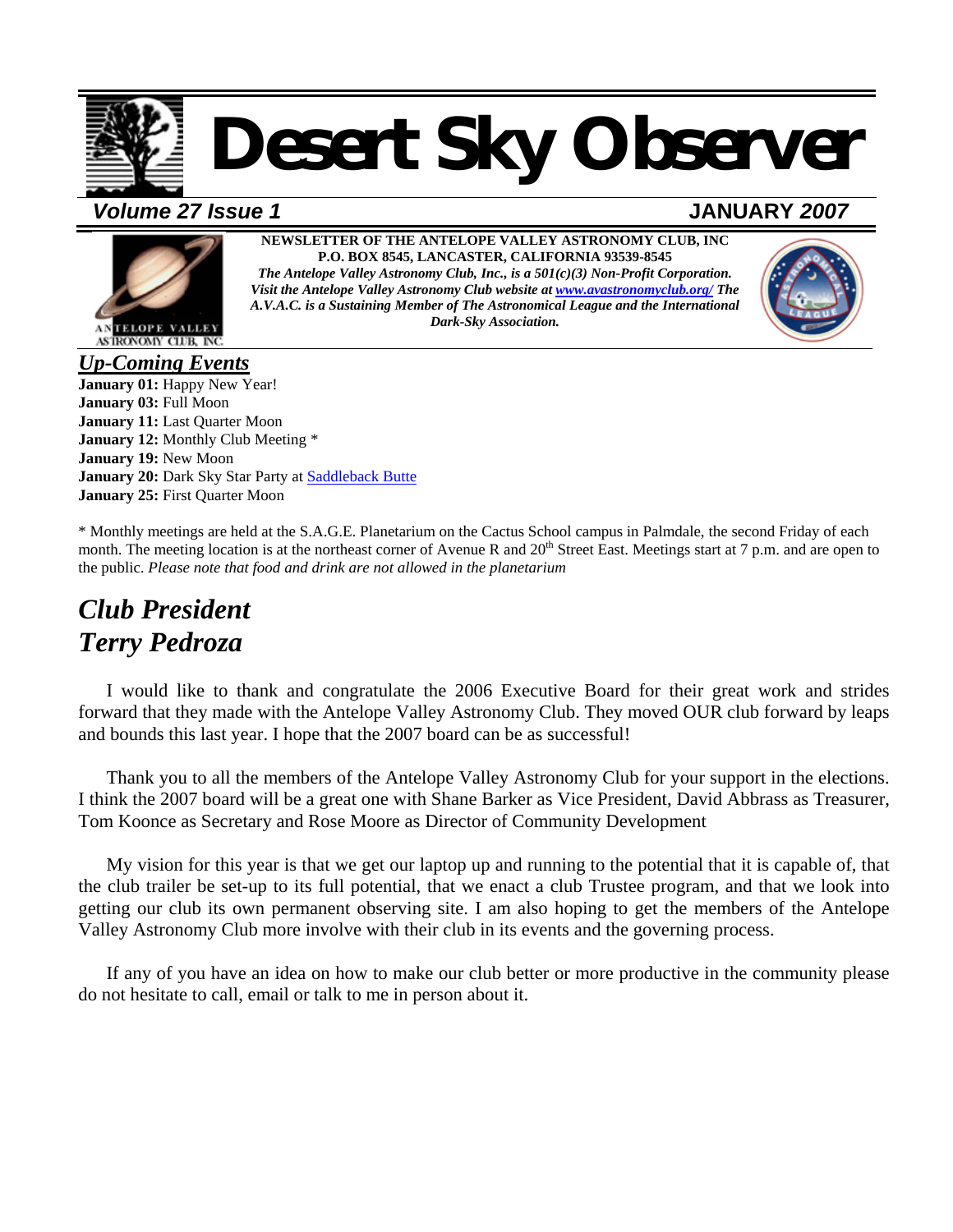# Desert Sky Observer

**Volume 27 Issue 1** — **JANUARY 2007**

**NEWSLETTER OF THE ANTELOPE VALLEY ASTRONOMY CLUB, INC**
**P.O. BOX 8545, LANCASTER, CALIFORNIA 93539-8545**
***The Antelope Valley Astronomy Club, Inc., is a 501(c)(3) Non-Profit Corporation.***
***Visit the Antelope Valley Astronomy Club website at www.avastronomyclub.org/ The A.V.A.C. is a Sustaining Member of The Astronomical League and the International Dark-Sky Association.***

## *Up-Coming Events*

**January 01:** Happy New Year!
**January 03:** Full Moon
**January 11:** Last Quarter Moon
**January 12:** Monthly Club Meeting *
**January 19:** New Moon
**January 20:** Dark Sky Star Party at Saddleback Butte
**January 25:** First Quarter Moon

* Monthly meetings are held at the S.A.G.E. Planetarium on the Cactus School campus in Palmdale, the second Friday of each month. The meeting location is at the northeast corner of Avenue R and 20th Street East. Meetings start at 7 p.m. and are open to the public. *Please note that food and drink are not allowed in the planetarium*

## *Club President Terry Pedroza*

I would like to thank and congratulate the 2006 Executive Board for their great work and strides forward that they made with the Antelope Valley Astronomy Club. They moved OUR club forward by leaps and bounds this last year. I hope that the 2007 board can be as successful!

Thank you to all the members of the Antelope Valley Astronomy Club for your support in the elections. I think the 2007 board will be a great one with Shane Barker as Vice President, David Abbrass as Treasurer, Tom Koonce as Secretary and Rose Moore as Director of Community Development

My vision for this year is that we get our laptop up and running to the potential that it is capable of, that the club trailer be set-up to its full potential, that we enact a club Trustee program, and that we look into getting our club its own permanent observing site. I am also hoping to get the members of the Antelope Valley Astronomy Club more involve with their club in its events and the governing process.

If any of you have an idea on how to make our club better or more productive in the community please do not hesitate to call, email or talk to me in person about it.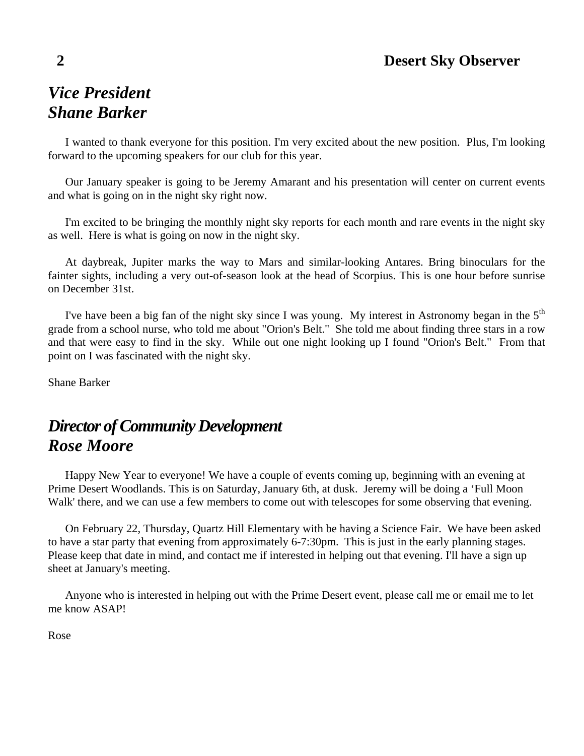## *Vice President*
## *Shane Barker*

I wanted to thank everyone for this position. I'm very excited about the new position. Plus, I'm looking forward to the upcoming speakers for our club for this year.

Our January speaker is going to be Jeremy Amarant and his presentation will center on current events and what is going on in the night sky right now.

I'm excited to be bringing the monthly night sky reports for each month and rare events in the night sky as well. Here is what is going on now in the night sky.

At daybreak, Jupiter marks the way to Mars and similar-looking Antares. Bring binoculars for the fainter sights, including a very out-of-season look at the head of Scorpius. This is one hour before sunrise on December 31st.

I've have been a big fan of the night sky since I was young. My interest in Astronomy began in the 5th grade from a school nurse, who told me about "Orion's Belt." She told me about finding three stars in a row and that were easy to find in the sky. While out one night looking up I found "Orion's Belt." From that point on I was fascinated with the night sky.

Shane Barker

## *Director of Community Development*
## *Rose Moore*

Happy New Year to everyone! We have a couple of events coming up, beginning with an evening at Prime Desert Woodlands. This is on Saturday, January 6th, at dusk. Jeremy will be doing a 'Full Moon Walk' there, and we can use a few members to come out with telescopes for some observing that evening.

On February 22, Thursday, Quartz Hill Elementary with be having a Science Fair. We have been asked to have a star party that evening from approximately 6-7:30pm. This is just in the early planning stages. Please keep that date in mind, and contact me if interested in helping out that evening. I'll have a sign up sheet at January's meeting.

Anyone who is interested in helping out with the Prime Desert event, please call me or email me to let me know ASAP!

Rose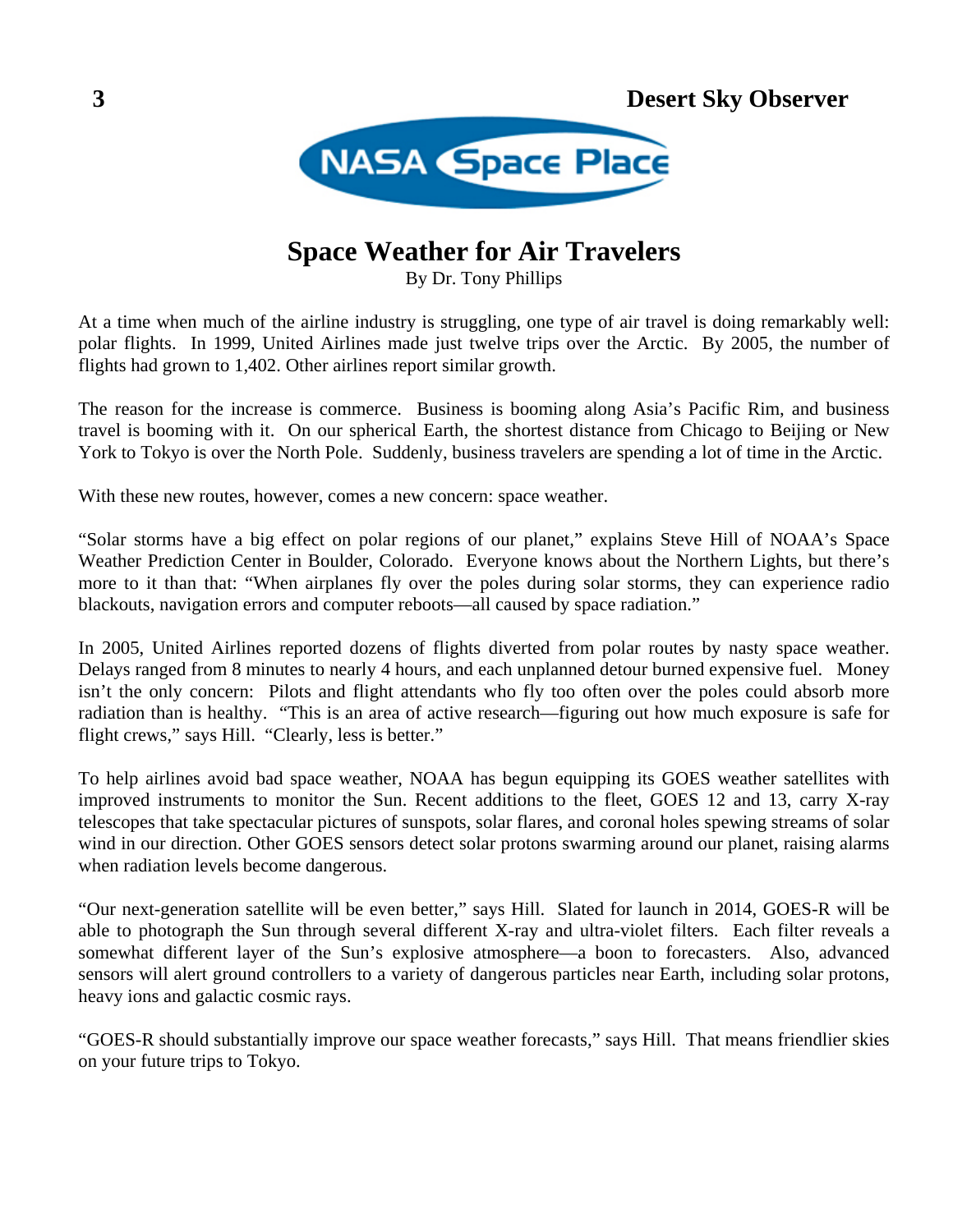# Space Weather for Air Travelers

By Dr. Tony Phillips

At a time when much of the airline industry is struggling, one type of air travel is doing remarkably well: polar flights. In 1999, United Airlines made just twelve trips over the Arctic. By 2005, the number of flights had grown to 1,402. Other airlines report similar growth.

The reason for the increase is commerce. Business is booming along Asia's Pacific Rim, and business travel is booming with it. On our spherical Earth, the shortest distance from Chicago to Beijing or New York to Tokyo is over the North Pole. Suddenly, business travelers are spending a lot of time in the Arctic.

With these new routes, however, comes a new concern: space weather.

"Solar storms have a big effect on polar regions of our planet," explains Steve Hill of NOAA's Space Weather Prediction Center in Boulder, Colorado. Everyone knows about the Northern Lights, but there's more to it than that: "When airplanes fly over the poles during solar storms, they can experience radio blackouts, navigation errors and computer reboots—all caused by space radiation."

In 2005, United Airlines reported dozens of flights diverted from polar routes by nasty space weather. Delays ranged from 8 minutes to nearly 4 hours, and each unplanned detour burned expensive fuel. Money isn't the only concern: Pilots and flight attendants who fly too often over the poles could absorb more radiation than is healthy. "This is an area of active research—figuring out how much exposure is safe for flight crews," says Hill. "Clearly, less is better."

To help airlines avoid bad space weather, NOAA has begun equipping its GOES weather satellites with improved instruments to monitor the Sun. Recent additions to the fleet, GOES 12 and 13, carry X-ray telescopes that take spectacular pictures of sunspots, solar flares, and coronal holes spewing streams of solar wind in our direction. Other GOES sensors detect solar protons swarming around our planet, raising alarms when radiation levels become dangerous.

"Our next-generation satellite will be even better," says Hill. Slated for launch in 2014, GOES-R will be able to photograph the Sun through several different X-ray and ultra-violet filters. Each filter reveals a somewhat different layer of the Sun's explosive atmosphere—a boon to forecasters. Also, advanced sensors will alert ground controllers to a variety of dangerous particles near Earth, including solar protons, heavy ions and galactic cosmic rays.

"GOES-R should substantially improve our space weather forecasts," says Hill. That means friendlier skies on your future trips to Tokyo.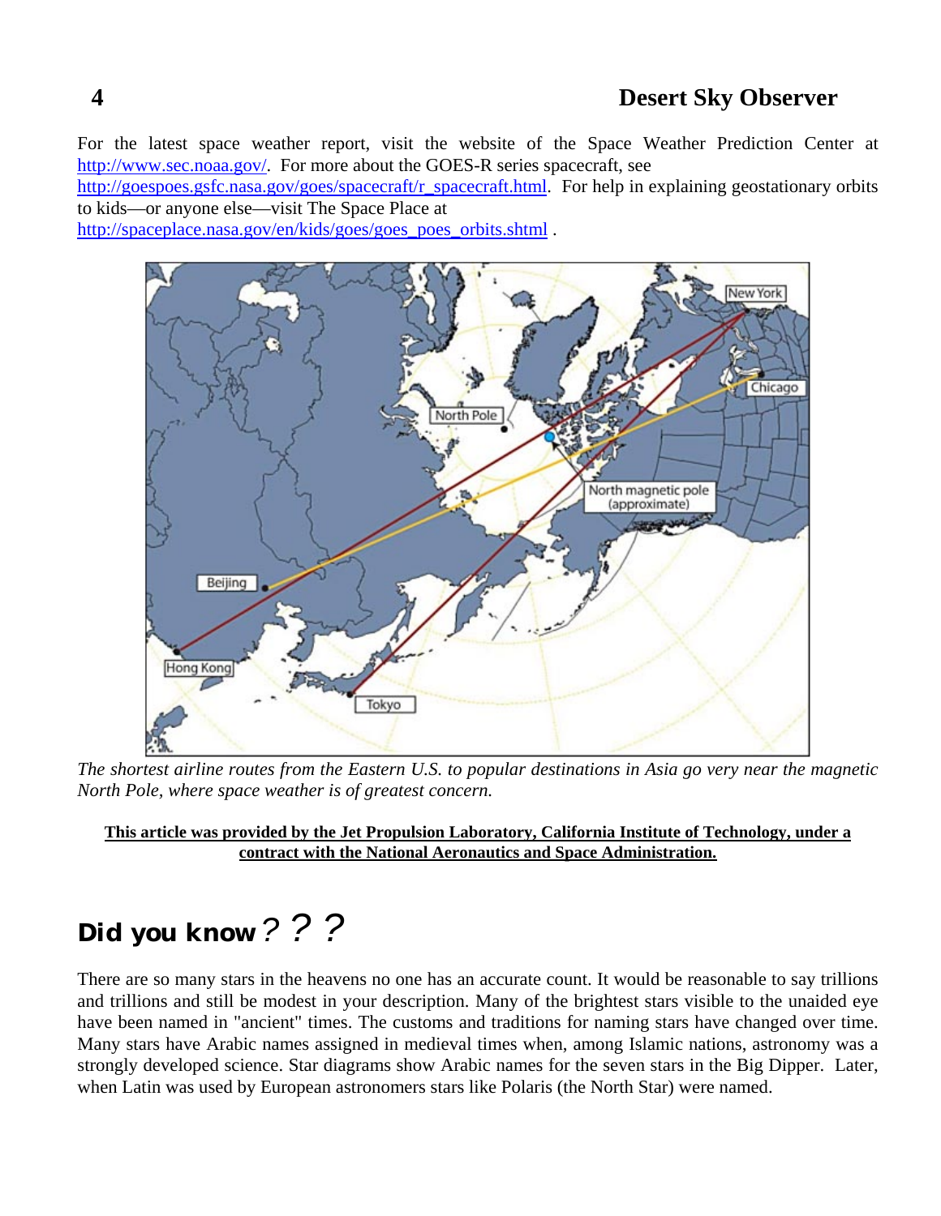For the latest space weather report, visit the website of the Space Weather Prediction Center at http://www.sec.noaa.gov/. For more about the GOES-R series spacecraft, see http://goespoes.gsfc.nasa.gov/goes/spacecraft/r_spacecraft.html. For help in explaining geostationary orbits to kids—or anyone else—visit The Space Place at http://spaceplace.nasa.gov/en/kids/goes/goes_poes_orbits.shtml .

*The shortest airline routes from the Eastern U.S. to popular destinations in Asia go very near the magnetic North Pole, where space weather is of greatest concern.*

**This article was provided by the Jet Propulsion Laboratory, California Institute of Technology, under a contract with the National Aeronautics and Space Administration.**

## Did you know ? ? ?

There are so many stars in the heavens no one has an accurate count. It would be reasonable to say trillions and trillions and still be modest in your description. Many of the brightest stars visible to the unaided eye have been named in "ancient" times. The customs and traditions for naming stars have changed over time. Many stars have Arabic names assigned in medieval times when, among Islamic nations, astronomy was a strongly developed science. Star diagrams show Arabic names for the seven stars in the Big Dipper. Later, when Latin was used by European astronomers stars like Polaris (the North Star) were named.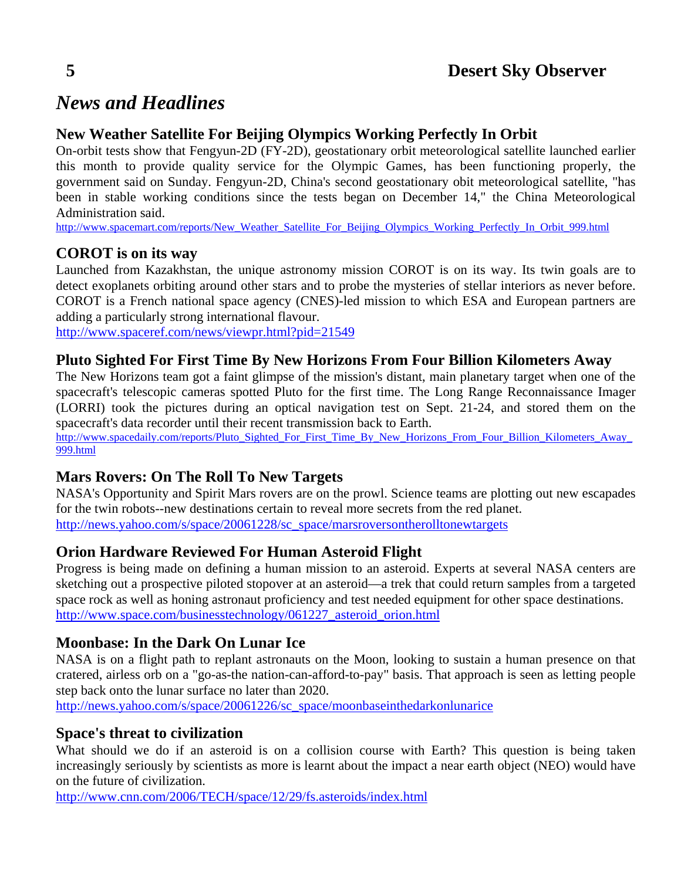# *News and Headlines*

### New Weather Satellite For Beijing Olympics Working Perfectly In Orbit

On-orbit tests show that Fengyun-2D (FY-2D), geostationary orbit meteorological satellite launched earlier this month to provide quality service for the Olympic Games, has been functioning properly, the government said on Sunday. Fengyun-2D, China's second geostationary obit meteorological satellite, "has been in stable working conditions since the tests began on December 14," the China Meteorological Administration said.

http://www.spacemart.com/reports/New_Weather_Satellite_For_Beijing_Olympics_Working_Perfectly_In_Orbit_999.html

### COROT is on its way

Launched from Kazakhstan, the unique astronomy mission COROT is on its way. Its twin goals are to detect exoplanets orbiting around other stars and to probe the mysteries of stellar interiors as never before. COROT is a French national space agency (CNES)-led mission to which ESA and European partners are adding a particularly strong international flavour.

http://www.spaceref.com/news/viewpr.html?pid=21549

### Pluto Sighted For First Time By New Horizons From Four Billion Kilometers Away

The New Horizons team got a faint glimpse of the mission's distant, main planetary target when one of the spacecraft's telescopic cameras spotted Pluto for the first time. The Long Range Reconnaissance Imager (LORRI) took the pictures during an optical navigation test on Sept. 21-24, and stored them on the spacecraft's data recorder until their recent transmission back to Earth.

http://www.spacedaily.com/reports/Pluto_Sighted_For_First_Time_By_New_Horizons_From_Four_Billion_Kilometers_Away_999.html

### Mars Rovers: On The Roll To New Targets

NASA's Opportunity and Spirit Mars rovers are on the prowl. Science teams are plotting out new escapades for the twin robots--new destinations certain to reveal more secrets from the red planet.

http://news.yahoo.com/s/space/20061228/sc_space/marsroversontherolltonewtargets

### Orion Hardware Reviewed For Human Asteroid Flight

Progress is being made on defining a human mission to an asteroid. Experts at several NASA centers are sketching out a prospective piloted stopover at an asteroid—a trek that could return samples from a targeted space rock as well as honing astronaut proficiency and test needed equipment for other space destinations.

http://www.space.com/businesstechnology/061227_asteroid_orion.html

### Moonbase: In the Dark On Lunar Ice

NASA is on a flight path to replant astronauts on the Moon, looking to sustain a human presence on that cratered, airless orb on a "go-as-the nation-can-afford-to-pay" basis. That approach is seen as letting people step back onto the lunar surface no later than 2020.

http://news.yahoo.com/s/space/20061226/sc_space/moonbaseinthedarkonlunarice

### Space's threat to civilization

What should we do if an asteroid is on a collision course with Earth? This question is being taken increasingly seriously by scientists as more is learnt about the impact a near earth object (NEO) would have on the future of civilization.

http://www.cnn.com/2006/TECH/space/12/29/fs.asteroids/index.html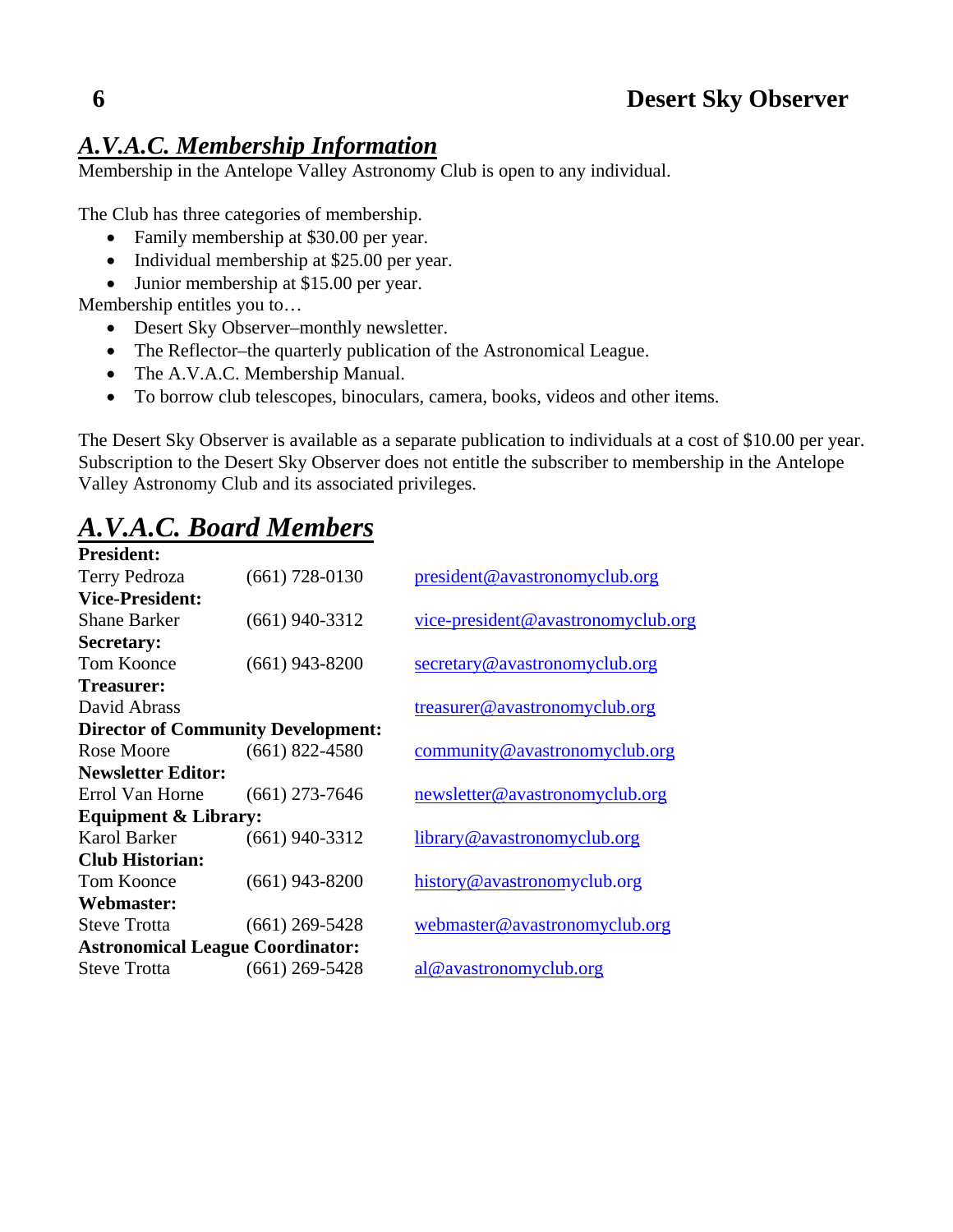## *A.V.A.C. Membership Information*

Membership in the Antelope Valley Astronomy Club is open to any individual.

The Club has three categories of membership.

- Family membership at $30.00 per year.
- Individual membership at $25.00 per year.
- Junior membership at $15.00 per year.

Membership entitles you to…

- Desert Sky Observer–monthly newsletter.
- The Reflector–the quarterly publication of the Astronomical League.
- The A.V.A.C. Membership Manual.
- To borrow club telescopes, binoculars, camera, books, videos and other items.

The Desert Sky Observer is available as a separate publication to individuals at a cost of $10.00 per year. Subscription to the Desert Sky Observer does not entitle the subscriber to membership in the Antelope Valley Astronomy Club and its associated privileges.

## *A.V.A.C. Board Members*

**President:**
Terry Pedroza (661) 728-0130 president@avastronomyclub.org

**Vice-President:**
Shane Barker (661) 940-3312 vice-president@avastronomyclub.org

**Secretary:**
Tom Koonce (661) 943-8200 secretary@avastronomyclub.org

**Treasurer:**
David Abrass treasurer@avastronomyclub.org

**Director of Community Development:**
Rose Moore (661) 822-4580 community@avastronomyclub.org

**Newsletter Editor:**
Errol Van Horne (661) 273-7646 newsletter@avastronomyclub.org

**Equipment & Library:**
Karol Barker (661) 940-3312 library@avastronomyclub.org

**Club Historian:**
Tom Koonce (661) 943-8200 history@avastronomyclub.org

**Webmaster:**
Steve Trotta (661) 269-5428 webmaster@avastronomyclub.org

**Astronomical League Coordinator:**
Steve Trotta (661) 269-5428 al@avastronomyclub.org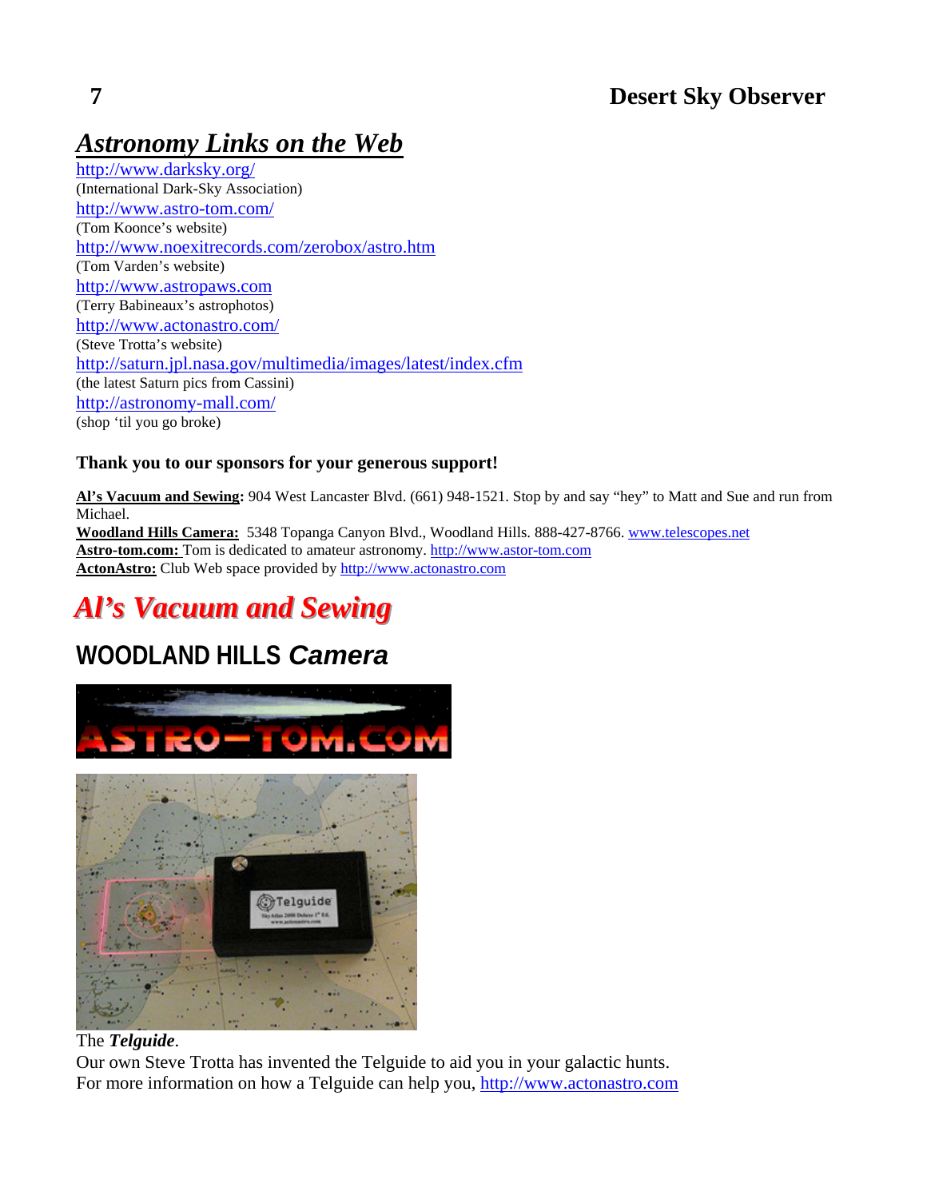## *Astronomy Links on the Web*

http://www.darksky.org/
(International Dark-Sky Association)
http://www.astro-tom.com/
(Tom Koonce's website)
http://www.noexitrecords.com/zerobox/astro.htm
(Tom Varden's website)
http://www.astropaws.com
(Terry Babineaux's astrophotos)
http://www.actonastro.com/
(Steve Trotta's website)
http://saturn.jpl.nasa.gov/multimedia/images/latest/index.cfm
(the latest Saturn pics from Cassini)
http://astronomy-mall.com/
(shop 'til you go broke)

**Thank you to our sponsors for your generous support!**

**Al's Vacuum and Sewing:** 904 West Lancaster Blvd. (661) 948-1521. Stop by and say "hey" to Matt and Sue and run from Michael.
**Woodland Hills Camera:** 5348 Topanga Canyon Blvd., Woodland Hills. 888-427-8766. www.telescopes.net
**Astro-tom.com:** Tom is dedicated to amateur astronomy. http://www.astor-tom.com
**ActonAstro:** Club Web space provided by http://www.actonastro.com

# *Al's Vacuum and Sewing*

## WOODLAND HILLS *Camera*

ASTRO-TOM.COM

The ***Telguide***.
Our own Steve Trotta has invented the Telguide to aid you in your galactic hunts.
For more information on how a Telguide can help you, http://www.actonastro.com